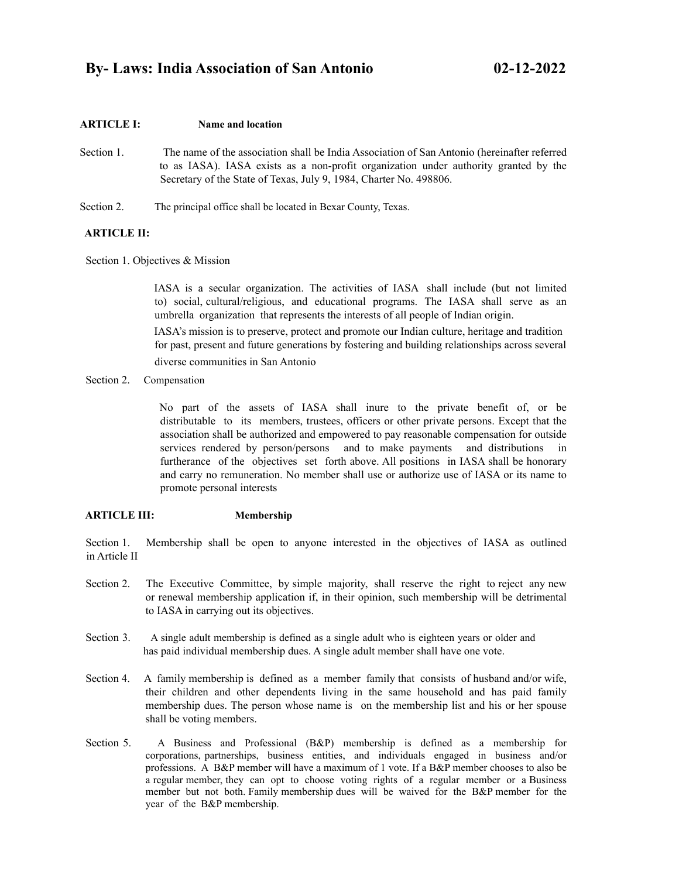# By- Laws: India Association of San Antonio 02-12-2022

**ARTICLE I: Name and location**

Section 1. The name of the association shall be India Association of San Antonio (hereinafter referred to as IASA). IASA exists as a non-profit organization under authority granted by the Secretary of the State of Texas, July 9, 1984, Charter No. 498806.

Section 2. The principal office shall be located in Bexar County, Texas.

**ARTICLE II:**

Section 1. Objectives & Mission

IASA is a secular organization. The activities of IASA shall include (but not limited to) social, cultural/religious, and educational programs. The IASA shall serve as an umbrella organization that represents the interests of all people of Indian origin.

IASA's mission is to preserve, protect and promote our Indian culture, heritage and tradition for past, present and future generations by fostering and building relationships across several diverse communities in San Antonio

Section 2. Compensation

No part of the assets of IASA shall inure to the private benefit of, or be distributable to its members, trustees, officers or other private persons. Except that the association shall be authorized and empowered to pay reasonable compensation for outside services rendered by person/persons and to make payments and distributions in furtherance of the objectives set forth above. All positions in IASA shall be honorary and carry no remuneration. No member shall use or authorize use of IASA or its name to promote personal interests

**ARTICLE III: Membership**

Section 1. Membership shall be open to anyone interested in the objectives of IASA as outlined in Article II

Section 2. The Executive Committee, by simple majority, shall reserve the right to reject any new or renewal membership application if, in their opinion, such membership will be detrimental to IASA in carrying out its objectives.

Section 3. A single adult membership is defined as a single adult who is eighteen years or older and has paid individual membership dues. A single adult member shall have one vote.

Section 4. A family membership is defined as a member family that consists of husband and/or wife, their children and other dependents living in the same household and has paid family membership dues. The person whose name is on the membership list and his or her spouse shall be voting members.

Section 5. A Business and Professional (B&P) membership is defined as a membership for corporations, partnerships, business entities, and individuals engaged in business and/or professions. A B&P member will have a maximum of 1 vote. If a B&P member chooses to also be a regular member, they can opt to choose voting rights of a regular member or a Business member but not both. Family membership dues will be waived for the B&P member for the year of the B&P membership.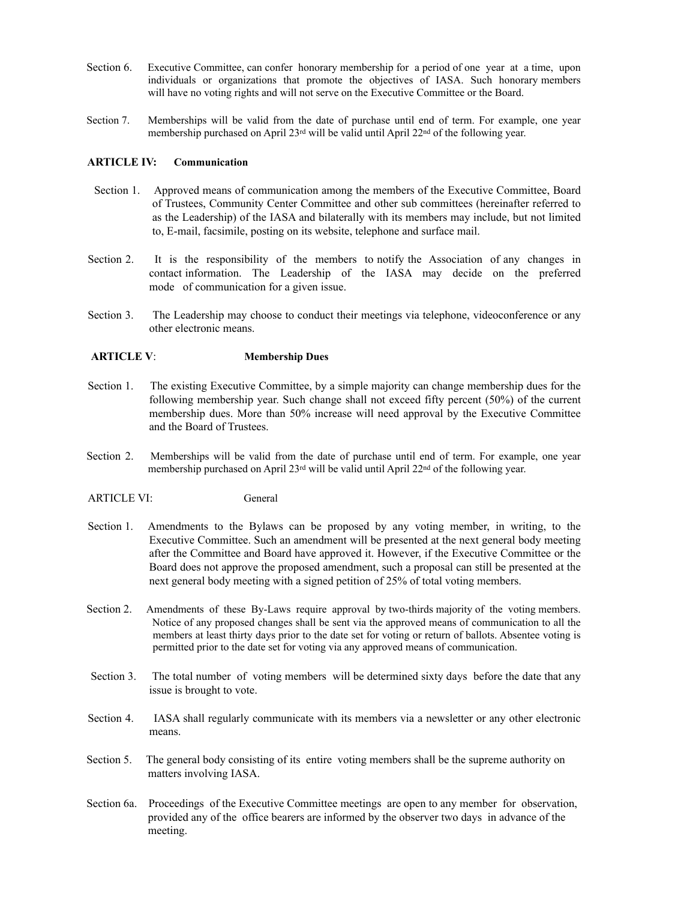Section 6. Executive Committee, can confer honorary membership for a period of one year at a time, upon individuals or organizations that promote the objectives of IASA. Such honorary members will have no voting rights and will not serve on the Executive Committee or the Board.

Section 7. Memberships will be valid from the date of purchase until end of term. For example, one year membership purchased on April 23rd will be valid until April 22nd of the following year.

**ARTICLE IV: Communication**

Section 1. Approved means of communication among the members of the Executive Committee, Board of Trustees, Community Center Committee and other sub committees (hereinafter referred to as the Leadership) of the IASA and bilaterally with its members may include, but not limited to, E-mail, facsimile, posting on its website, telephone and surface mail.

Section 2. It is the responsibility of the members to notify the Association of any changes in contact information. The Leadership of the IASA may decide on the preferred mode of communication for a given issue.

Section 3. The Leadership may choose to conduct their meetings via telephone, videoconference or any other electronic means.

**ARTICLE V: Membership Dues**

Section 1. The existing Executive Committee, by a simple majority can change membership dues for the following membership year. Such change shall not exceed fifty percent (50%) of the current membership dues. More than 50% increase will need approval by the Executive Committee and the Board of Trustees.

Section 2. Memberships will be valid from the date of purchase until end of term. For example, one year membership purchased on April 23rd will be valid until April 22nd of the following year.

ARTICLE VI: General

Section 1. Amendments to the Bylaws can be proposed by any voting member, in writing, to the Executive Committee. Such an amendment will be presented at the next general body meeting after the Committee and Board have approved it. However, if the Executive Committee or the Board does not approve the proposed amendment, such a proposal can still be presented at the next general body meeting with a signed petition of 25% of total voting members.

Section 2. Amendments of these By-Laws require approval by two-thirds majority of the voting members. Notice of any proposed changes shall be sent via the approved means of communication to all the members at least thirty days prior to the date set for voting or return of ballots. Absentee voting is permitted prior to the date set for voting via any approved means of communication.

Section 3. The total number of voting members will be determined sixty days before the date that any issue is brought to vote.

Section 4. IASA shall regularly communicate with its members via a newsletter or any other electronic means.

Section 5. The general body consisting of its entire voting members shall be the supreme authority on matters involving IASA.

Section 6a. Proceedings of the Executive Committee meetings are open to any member for observation, provided any of the office bearers are informed by the observer two days in advance of the meeting.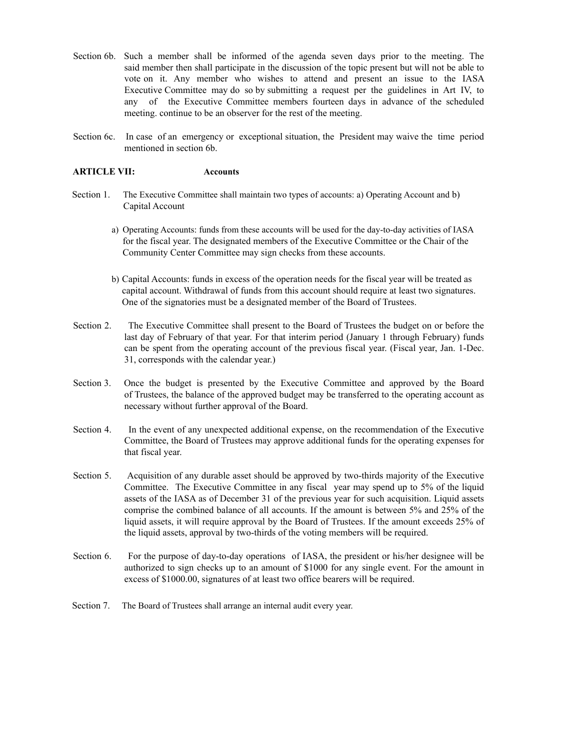Section 6b. Such a member shall be informed of the agenda seven days prior to the meeting. The said member then shall participate in the discussion of the topic present but will not be able to vote on it. Any member who wishes to attend and present an issue to the IASA Executive Committee may do so by submitting a request per the guidelines in Art IV, to any of the Executive Committee members fourteen days in advance of the scheduled meeting. continue to be an observer for the rest of the meeting.

Section 6c. In case of an emergency or exceptional situation, the President may waive the time period mentioned in section 6b.

**ARTICLE VII: Accounts**

Section 1. The Executive Committee shall maintain two types of accounts: a) Operating Account and b) Capital Account

a) Operating Accounts: funds from these accounts will be used for the day-to-day activities of IASA for the fiscal year. The designated members of the Executive Committee or the Chair of the Community Center Committee may sign checks from these accounts.

b) Capital Accounts: funds in excess of the operation needs for the fiscal year will be treated as capital account. Withdrawal of funds from this account should require at least two signatures. One of the signatories must be a designated member of the Board of Trustees.

Section 2. The Executive Committee shall present to the Board of Trustees the budget on or before the last day of February of that year. For that interim period (January 1 through February) funds can be spent from the operating account of the previous fiscal year. (Fiscal year, Jan. 1-Dec. 31, corresponds with the calendar year.)

Section 3. Once the budget is presented by the Executive Committee and approved by the Board of Trustees, the balance of the approved budget may be transferred to the operating account as necessary without further approval of the Board.

Section 4. In the event of any unexpected additional expense, on the recommendation of the Executive Committee, the Board of Trustees may approve additional funds for the operating expenses for that fiscal year.

Section 5. Acquisition of any durable asset should be approved by two-thirds majority of the Executive Committee. The Executive Committee in any fiscal year may spend up to 5% of the liquid assets of the IASA as of December 31 of the previous year for such acquisition. Liquid assets comprise the combined balance of all accounts. If the amount is between 5% and 25% of the liquid assets, it will require approval by the Board of Trustees. If the amount exceeds 25% of the liquid assets, approval by two-thirds of the voting members will be required.

Section 6. For the purpose of day-to-day operations of IASA, the president or his/her designee will be authorized to sign checks up to an amount of $1000 for any single event. For the amount in excess of $1000.00, signatures of at least two office bearers will be required.

Section 7. The Board of Trustees shall arrange an internal audit every year.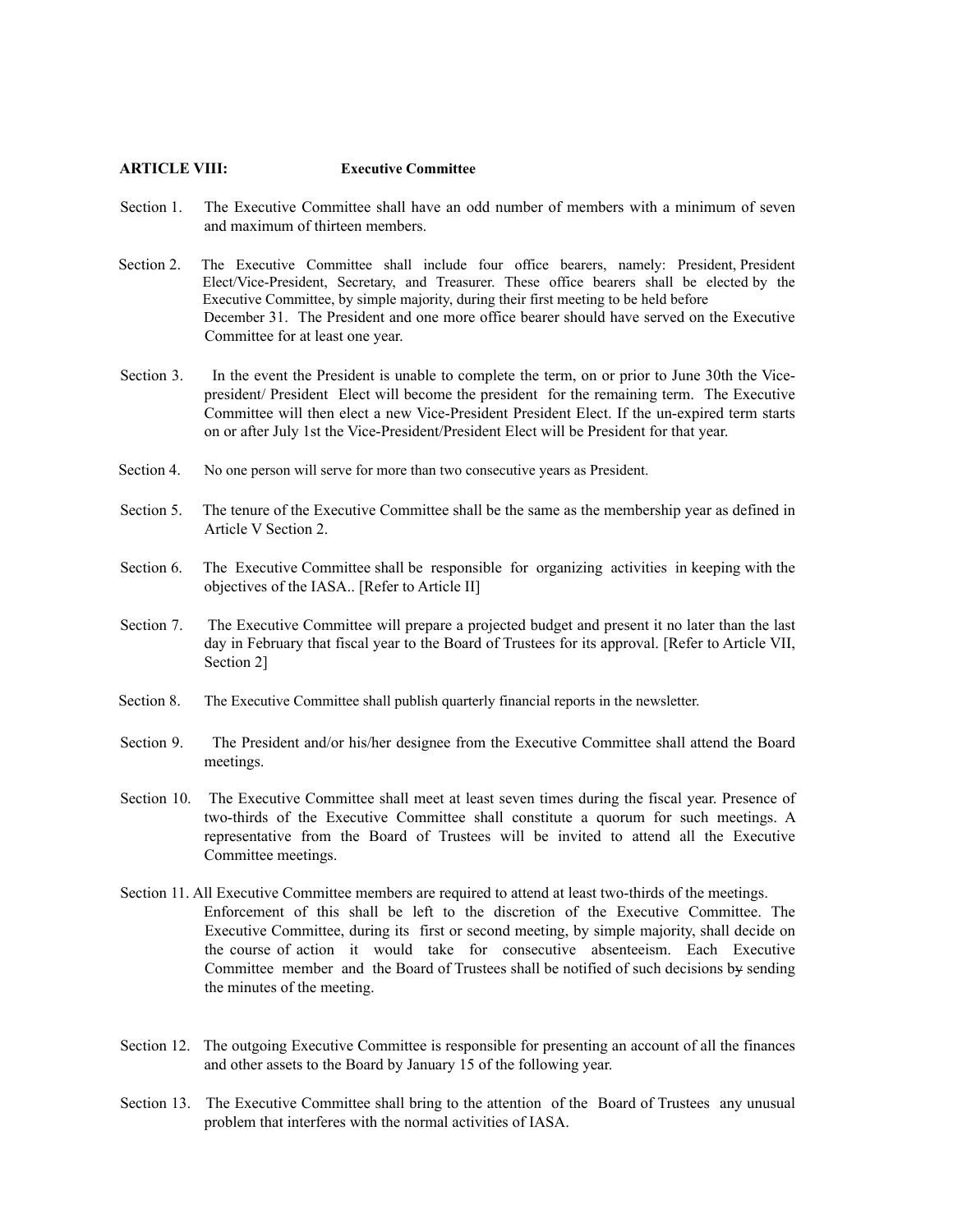**ARTICLE VIII: Executive Committee**

Section 1. The Executive Committee shall have an odd number of members with a minimum of seven and maximum of thirteen members.

Section 2. The Executive Committee shall include four office bearers, namely: President, President Elect/Vice-President, Secretary, and Treasurer. These office bearers shall be elected by the Executive Committee, by simple majority, during their first meeting to be held before December 31. The President and one more office bearer should have served on the Executive Committee for at least one year.

Section 3. In the event the President is unable to complete the term, on or prior to June 30th the Vice-president/ President Elect will become the president for the remaining term. The Executive Committee will then elect a new Vice-President President Elect. If the un-expired term starts on or after July 1st the Vice-President/President Elect will be President for that year.

Section 4. No one person will serve for more than two consecutive years as President.

Section 5. The tenure of the Executive Committee shall be the same as the membership year as defined in Article V Section 2.

Section 6. The Executive Committee shall be responsible for organizing activities in keeping with the objectives of the IASA.. [Refer to Article II]

Section 7. The Executive Committee will prepare a projected budget and present it no later than the last day in February that fiscal year to the Board of Trustees for its approval. [Refer to Article VII, Section 2]

Section 8. The Executive Committee shall publish quarterly financial reports in the newsletter.

Section 9. The President and/or his/her designee from the Executive Committee shall attend the Board meetings.

Section 10. The Executive Committee shall meet at least seven times during the fiscal year. Presence of two-thirds of the Executive Committee shall constitute a quorum for such meetings. A representative from the Board of Trustees will be invited to attend all the Executive Committee meetings.

Section 11. All Executive Committee members are required to attend at least two-thirds of the meetings. Enforcement of this shall be left to the discretion of the Executive Committee. The Executive Committee, during its first or second meeting, by simple majority, shall decide on the course of action it would take for consecutive absenteeism. Each Executive Committee member and the Board of Trustees shall be notified of such decisions ~~by~~ sending the minutes of the meeting.

Section 12. The outgoing Executive Committee is responsible for presenting an account of all the finances and other assets to the Board by January 15 of the following year.

Section 13. The Executive Committee shall bring to the attention of the Board of Trustees any unusual problem that interferes with the normal activities of IASA.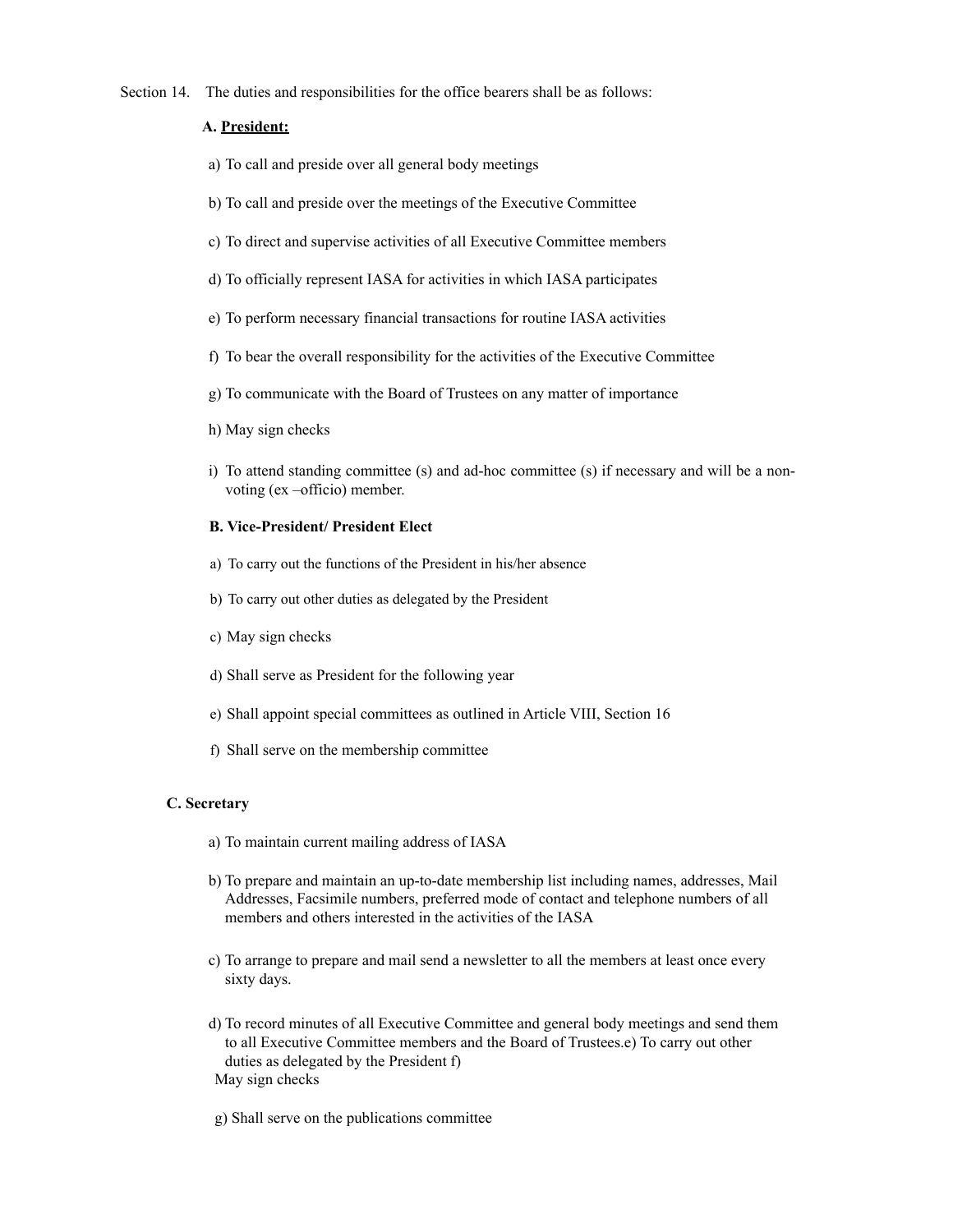Section 14. The duties and responsibilities for the office bearers shall be as follows:

**A. <u>President:</u>**

a) To call and preside over all general body meetings

b) To call and preside over the meetings of the Executive Committee

c) To direct and supervise activities of all Executive Committee members

d) To officially represent IASA for activities in which IASA participates

e) To perform necessary financial transactions for routine IASA activities

f) To bear the overall responsibility for the activities of the Executive Committee

g) To communicate with the Board of Trustees on any matter of importance

h) May sign checks

i) To attend standing committee (s) and ad-hoc committee (s) if necessary and will be a non-voting (ex –officio) member.

**B. Vice-President/ President Elect**

a) To carry out the functions of the President in his/her absence

b) To carry out other duties as delegated by the President

c) May sign checks

d) Shall serve as President for the following year

e) Shall appoint special committees as outlined in Article VIII, Section 16

f) Shall serve on the membership committee

**C. Secretary**

a) To maintain current mailing address of IASA

b) To prepare and maintain an up-to-date membership list including names, addresses, Mail Addresses, Facsimile numbers, preferred mode of contact and telephone numbers of all members and others interested in the activities of the IASA

c) To arrange to prepare and mail send a newsletter to all the members at least once every sixty days.

d) To record minutes of all Executive Committee and general body meetings and send them to all Executive Committee members and the Board of Trustees.e) To carry out other duties as delegated by the President f)
May sign checks

g) Shall serve on the publications committee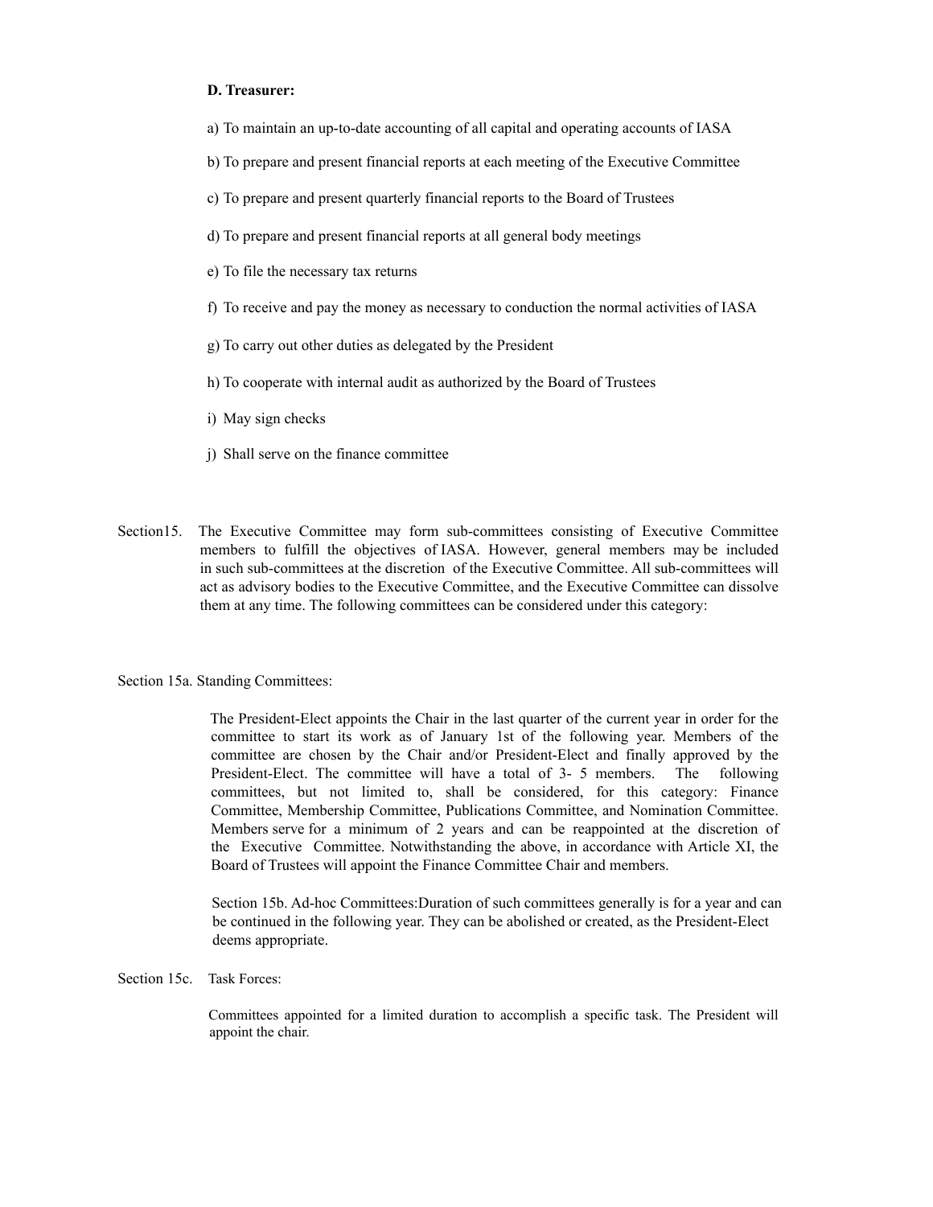**D. Treasurer:**

a) To maintain an up-to-date accounting of all capital and operating accounts of IASA

b) To prepare and present financial reports at each meeting of the Executive Committee

c) To prepare and present quarterly financial reports to the Board of Trustees

d) To prepare and present financial reports at all general body meetings

e) To file the necessary tax returns

f) To receive and pay the money as necessary to conduction the normal activities of IASA

g) To carry out other duties as delegated by the President

h) To cooperate with internal audit as authorized by the Board of Trustees

i) May sign checks

j) Shall serve on the finance committee

Section15. The Executive Committee may form sub-committees consisting of Executive Committee members to fulfill the objectives of IASA. However, general members may be included in such sub-committees at the discretion of the Executive Committee. All sub-committees will act as advisory bodies to the Executive Committee, and the Executive Committee can dissolve them at any time. The following committees can be considered under this category:

Section 15a. Standing Committees:

The President-Elect appoints the Chair in the last quarter of the current year in order for the committee to start its work as of January 1st of the following year. Members of the committee are chosen by the Chair and/or President-Elect and finally approved by the President-Elect. The committee will have a total of 3- 5 members. The following committees, but not limited to, shall be considered, for this category: Finance Committee, Membership Committee, Publications Committee, and Nomination Committee. Members serve for a minimum of 2 years and can be reappointed at the discretion of the Executive Committee. Notwithstanding the above, in accordance with Article XI, the Board of Trustees will appoint the Finance Committee Chair and members.

Section 15b. Ad-hoc Committees:Duration of such committees generally is for a year and can be continued in the following year. They can be abolished or created, as the President-Elect deems appropriate.

Section 15c. Task Forces:

Committees appointed for a limited duration to accomplish a specific task. The President will appoint the chair.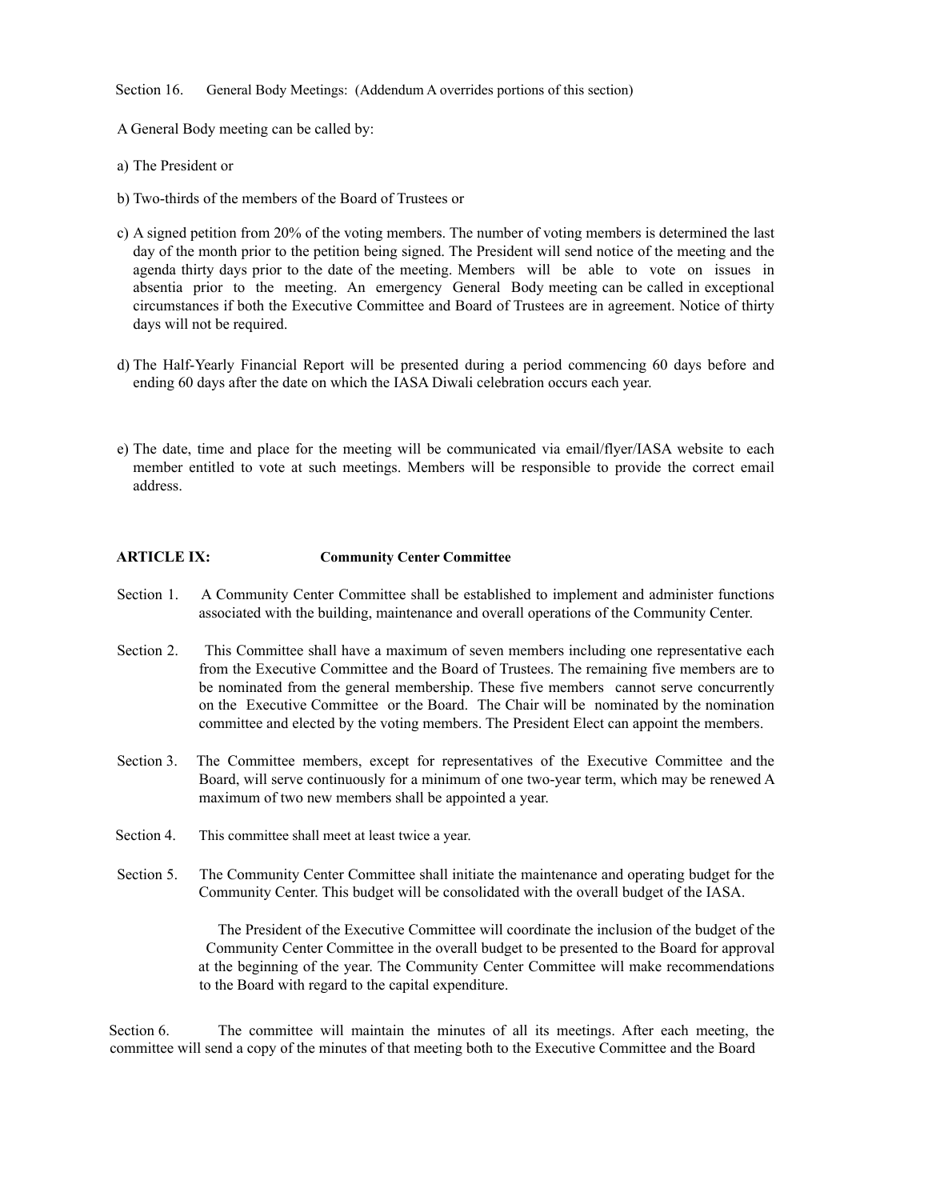Section 16. General Body Meetings: (Addendum A overrides portions of this section)

A General Body meeting can be called by:

a) The President or

b) Two-thirds of the members of the Board of Trustees or

c) A signed petition from 20% of the voting members. The number of voting members is determined the last day of the month prior to the petition being signed. The President will send notice of the meeting and the agenda thirty days prior to the date of the meeting. Members will be able to vote on issues in absentia prior to the meeting. An emergency General Body meeting can be called in exceptional circumstances if both the Executive Committee and Board of Trustees are in agreement. Notice of thirty days will not be required.

d) The Half-Yearly Financial Report will be presented during a period commencing 60 days before and ending 60 days after the date on which the IASA Diwali celebration occurs each year.

e) The date, time and place for the meeting will be communicated via email/flyer/IASA website to each member entitled to vote at such meetings. Members will be responsible to provide the correct email address.

**ARTICLE IX: Community Center Committee**

Section 1. A Community Center Committee shall be established to implement and administer functions associated with the building, maintenance and overall operations of the Community Center.

Section 2. This Committee shall have a maximum of seven members including one representative each from the Executive Committee and the Board of Trustees. The remaining five members are to be nominated from the general membership. These five members cannot serve concurrently on the Executive Committee or the Board. The Chair will be nominated by the nomination committee and elected by the voting members. The President Elect can appoint the members.

Section 3. The Committee members, except for representatives of the Executive Committee and the Board, will serve continuously for a minimum of one two-year term, which may be renewed A maximum of two new members shall be appointed a year.

Section 4. This committee shall meet at least twice a year.

Section 5. The Community Center Committee shall initiate the maintenance and operating budget for the Community Center. This budget will be consolidated with the overall budget of the IASA.

The President of the Executive Committee will coordinate the inclusion of the budget of the Community Center Committee in the overall budget to be presented to the Board for approval at the beginning of the year. The Community Center Committee will make recommendations to the Board with regard to the capital expenditure.

Section 6. The committee will maintain the minutes of all its meetings. After each meeting, the committee will send a copy of the minutes of that meeting both to the Executive Committee and the Board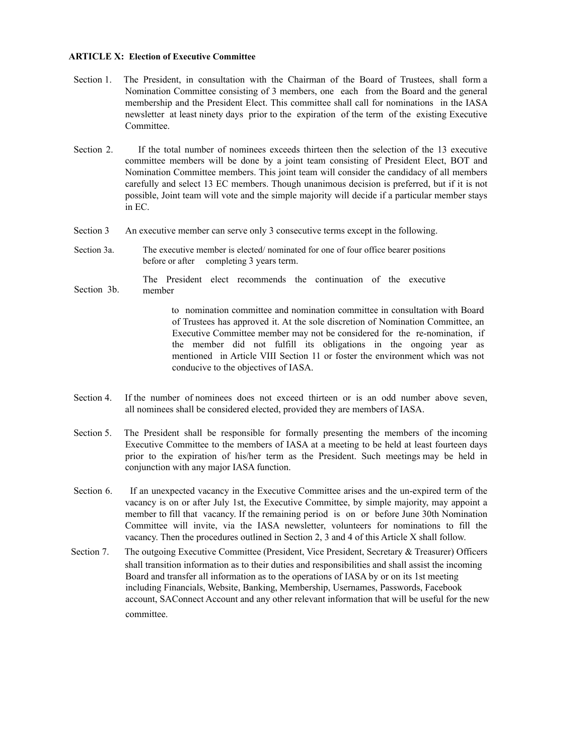**ARTICLE X: Election of Executive Committee**

Section 1. The President, in consultation with the Chairman of the Board of Trustees, shall form a Nomination Committee consisting of 3 members, one each from the Board and the general membership and the President Elect. This committee shall call for nominations in the IASA newsletter at least ninety days prior to the expiration of the term of the existing Executive Committee.

Section 2. If the total number of nominees exceeds thirteen then the selection of the 13 executive committee members will be done by a joint team consisting of President Elect, BOT and Nomination Committee members. This joint team will consider the candidacy of all members carefully and select 13 EC members. Though unanimous decision is preferred, but if it is not possible, Joint team will vote and the simple majority will decide if a particular member stays in EC.

Section 3 An executive member can serve only 3 consecutive terms except in the following.

Section 3a. The executive member is elected/ nominated for one of four office bearer positions before or after completing 3 years term.

Section 3b. The President elect recommends the continuation of the executive member to nomination committee and nomination committee in consultation with Board of Trustees has approved it. At the sole discretion of Nomination Committee, an Executive Committee member may not be considered for the re-nomination, if the member did not fulfill its obligations in the ongoing year as mentioned in Article VIII Section 11 or foster the environment which was not conducive to the objectives of IASA.

Section 4. If the number of nominees does not exceed thirteen or is an odd number above seven, all nominees shall be considered elected, provided they are members of IASA.

Section 5. The President shall be responsible for formally presenting the members of the incoming Executive Committee to the members of IASA at a meeting to be held at least fourteen days prior to the expiration of his/her term as the President. Such meetings may be held in conjunction with any major IASA function.

Section 6. If an unexpected vacancy in the Executive Committee arises and the un-expired term of the vacancy is on or after July 1st, the Executive Committee, by simple majority, may appoint a member to fill that vacancy. If the remaining period is on or before June 30th Nomination Committee will invite, via the IASA newsletter, volunteers for nominations to fill the vacancy. Then the procedures outlined in Section 2, 3 and 4 of this Article X shall follow.

Section 7. The outgoing Executive Committee (President, Vice President, Secretary & Treasurer) Officers shall transition information as to their duties and responsibilities and shall assist the incoming Board and transfer all information as to the operations of IASA by or on its 1st meeting including Financials, Website, Banking, Membership, Usernames, Passwords, Facebook account, SAConnect Account and any other relevant information that will be useful for the new committee.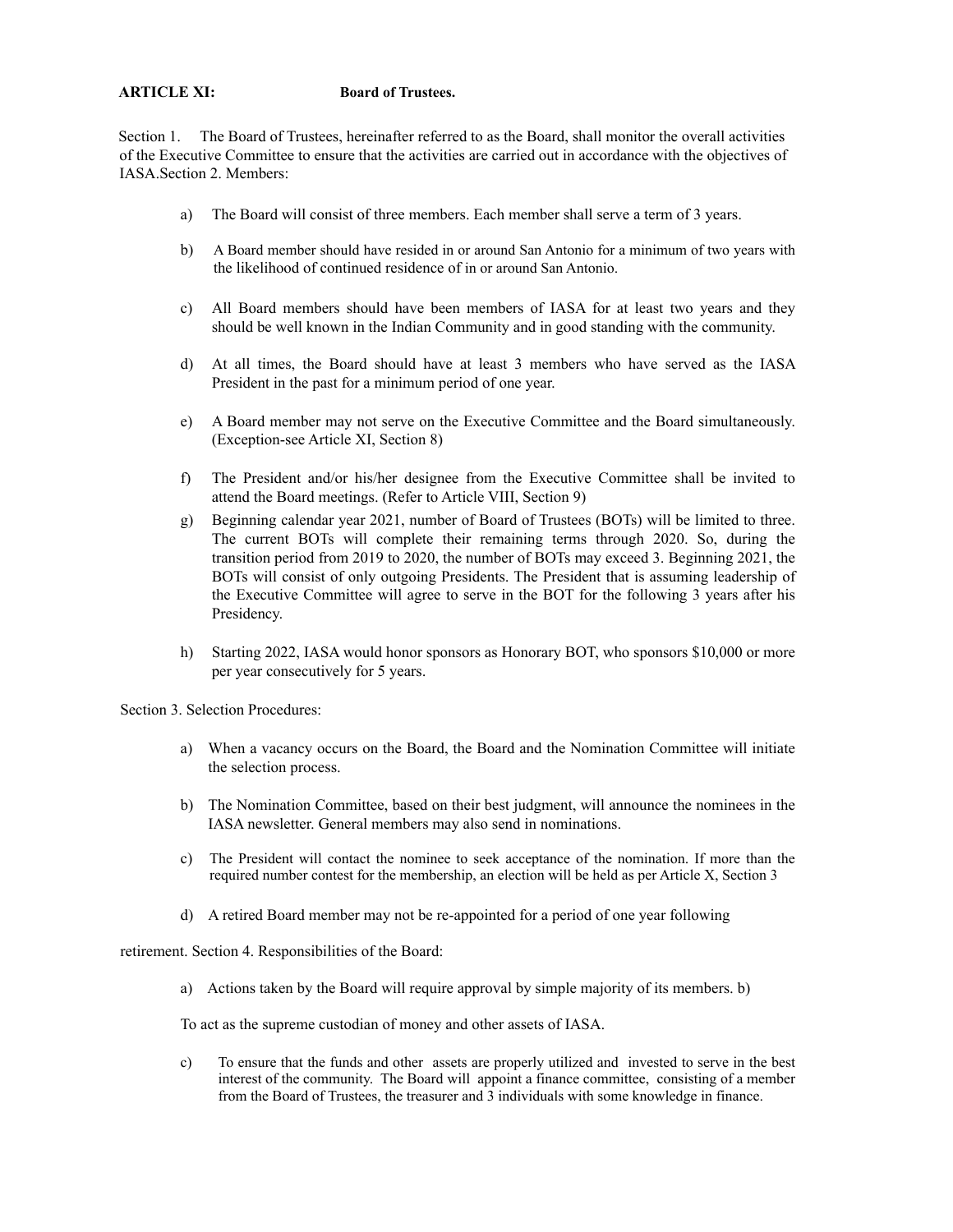**ARTICLE XI: Board of Trustees.**

Section 1. The Board of Trustees, hereinafter referred to as the Board, shall monitor the overall activities of the Executive Committee to ensure that the activities are carried out in accordance with the objectives of IASA.Section 2. Members:

a) The Board will consist of three members. Each member shall serve a term of 3 years.

b) A Board member should have resided in or around San Antonio for a minimum of two years with the likelihood of continued residence of in or around San Antonio.

c) All Board members should have been members of IASA for at least two years and they should be well known in the Indian Community and in good standing with the community.

d) At all times, the Board should have at least 3 members who have served as the IASA President in the past for a minimum period of one year.

e) A Board member may not serve on the Executive Committee and the Board simultaneously. (Exception-see Article XI, Section 8)

f) The President and/or his/her designee from the Executive Committee shall be invited to attend the Board meetings. (Refer to Article VIII, Section 9)

g) Beginning calendar year 2021, number of Board of Trustees (BOTs) will be limited to three. The current BOTs will complete their remaining terms through 2020. So, during the transition period from 2019 to 2020, the number of BOTs may exceed 3. Beginning 2021, the BOTs will consist of only outgoing Presidents. The President that is assuming leadership of the Executive Committee will agree to serve in the BOT for the following 3 years after his Presidency.

h) Starting 2022, IASA would honor sponsors as Honorary BOT, who sponsors $10,000 or more per year consecutively for 5 years.

Section 3. Selection Procedures:

a) When a vacancy occurs on the Board, the Board and the Nomination Committee will initiate the selection process.

b) The Nomination Committee, based on their best judgment, will announce the nominees in the IASA newsletter. General members may also send in nominations.

c) The President will contact the nominee to seek acceptance of the nomination. If more than the required number contest for the membership, an election will be held as per Article X, Section 3

d) A retired Board member may not be re-appointed for a period of one year following retirement.

Section 4. Responsibilities of the Board:

a) Actions taken by the Board will require approval by simple majority of its members.

b) To act as the supreme custodian of money and other assets of IASA.

c) To ensure that the funds and other assets are properly utilized and invested to serve in the best interest of the community. The Board will appoint a finance committee, consisting of a member from the Board of Trustees, the treasurer and 3 individuals with some knowledge in finance.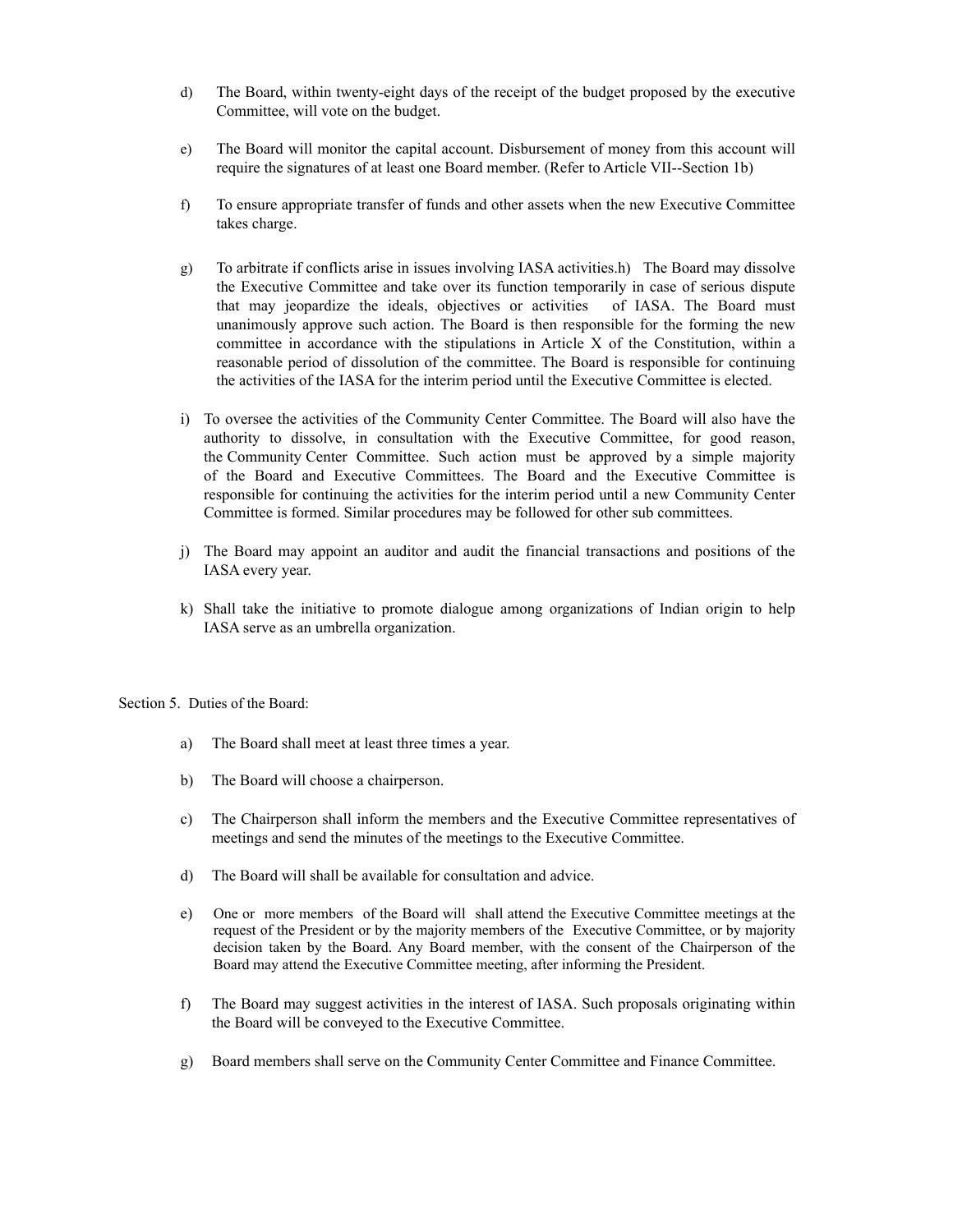d) The Board, within twenty-eight days of the receipt of the budget proposed by the executive Committee, will vote on the budget.

e) The Board will monitor the capital account. Disbursement of money from this account will require the signatures of at least one Board member. (Refer to Article VII--Section 1b)

f) To ensure appropriate transfer of funds and other assets when the new Executive Committee takes charge.

g) To arbitrate if conflicts arise in issues involving IASA activities.h) The Board may dissolve the Executive Committee and take over its function temporarily in case of serious dispute that may jeopardize the ideals, objectives or activities of IASA. The Board must unanimously approve such action. The Board is then responsible for the forming the new committee in accordance with the stipulations in Article X of the Constitution, within a reasonable period of dissolution of the committee. The Board is responsible for continuing the activities of the IASA for the interim period until the Executive Committee is elected.

i) To oversee the activities of the Community Center Committee. The Board will also have the authority to dissolve, in consultation with the Executive Committee, for good reason, the Community Center Committee. Such action must be approved by a simple majority of the Board and Executive Committees. The Board and the Executive Committee is responsible for continuing the activities for the interim period until a new Community Center Committee is formed. Similar procedures may be followed for other sub committees.

j) The Board may appoint an auditor and audit the financial transactions and positions of the IASA every year.

k) Shall take the initiative to promote dialogue among organizations of Indian origin to help IASA serve as an umbrella organization.

Section 5. Duties of the Board:

a) The Board shall meet at least three times a year.

b) The Board will choose a chairperson.

c) The Chairperson shall inform the members and the Executive Committee representatives of meetings and send the minutes of the meetings to the Executive Committee.

d) The Board will shall be available for consultation and advice.

e) One or more members of the Board will shall attend the Executive Committee meetings at the request of the President or by the majority members of the Executive Committee, or by majority decision taken by the Board. Any Board member, with the consent of the Chairperson of the Board may attend the Executive Committee meeting, after informing the President.

f) The Board may suggest activities in the interest of IASA. Such proposals originating within the Board will be conveyed to the Executive Committee.

g) Board members shall serve on the Community Center Committee and Finance Committee.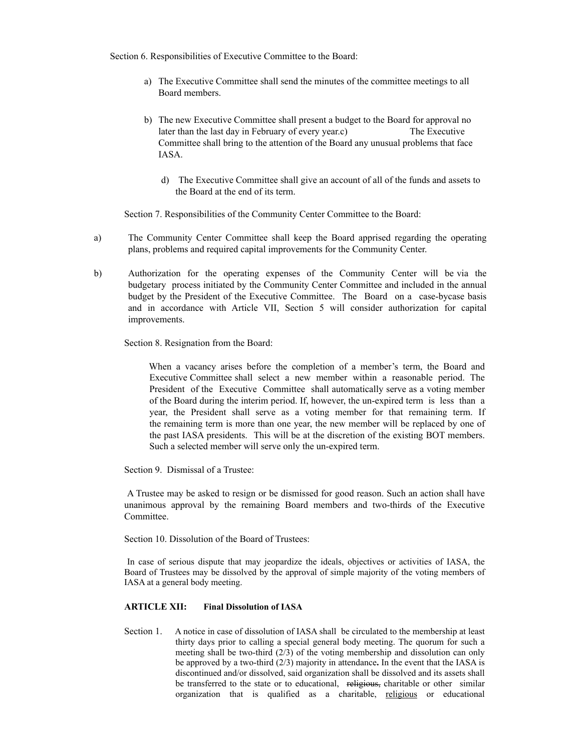Section 6. Responsibilities of Executive Committee to the Board:

a) The Executive Committee shall send the minutes of the committee meetings to all Board members.

b) The new Executive Committee shall present a budget to the Board for approval no later than the last day in February of every year.c) The Executive Committee shall bring to the attention of the Board any unusual problems that face IASA.

d) The Executive Committee shall give an account of all of the funds and assets to the Board at the end of its term.

Section 7. Responsibilities of the Community Center Committee to the Board:

a) The Community Center Committee shall keep the Board apprised regarding the operating plans, problems and required capital improvements for the Community Center.

b) Authorization for the operating expenses of the Community Center will be via the budgetary process initiated by the Community Center Committee and included in the annual budget by the President of the Executive Committee. The Board on a case-bycase basis and in accordance with Article VII, Section 5 will consider authorization for capital improvements.

Section 8. Resignation from the Board:

When a vacancy arises before the completion of a member's term, the Board and Executive Committee shall select a new member within a reasonable period. The President of the Executive Committee shall automatically serve as a voting member of the Board during the interim period. If, however, the un-expired term is less than a year, the President shall serve as a voting member for that remaining term. If the remaining term is more than one year, the new member will be replaced by one of the past IASA presidents. This will be at the discretion of the existing BOT members. Such a selected member will serve only the un-expired term.

Section 9. Dismissal of a Trustee:

A Trustee may be asked to resign or be dismissed for good reason. Such an action shall have unanimous approval by the remaining Board members and two-thirds of the Executive Committee.

Section 10. Dissolution of the Board of Trustees:

In case of serious dispute that may jeopardize the ideals, objectives or activities of IASA, the Board of Trustees may be dissolved by the approval of simple majority of the voting members of IASA at a general body meeting.

**ARTICLE XII: Final Dissolution of IASA**

Section 1. A notice in case of dissolution of IASA shall be circulated to the membership at least thirty days prior to calling a special general body meeting. The quorum for such a meeting shall be two-third (2/3) of the voting membership and dissolution can only be approved by a two-third (2/3) majority in attendance**.** In the event that the IASA is discontinued and/or dissolved, said organization shall be dissolved and its assets shall be transferred to the state or to educational, ~~religious,~~ charitable or other similar organization that is qualified as a charitable, <u>religious</u> or educational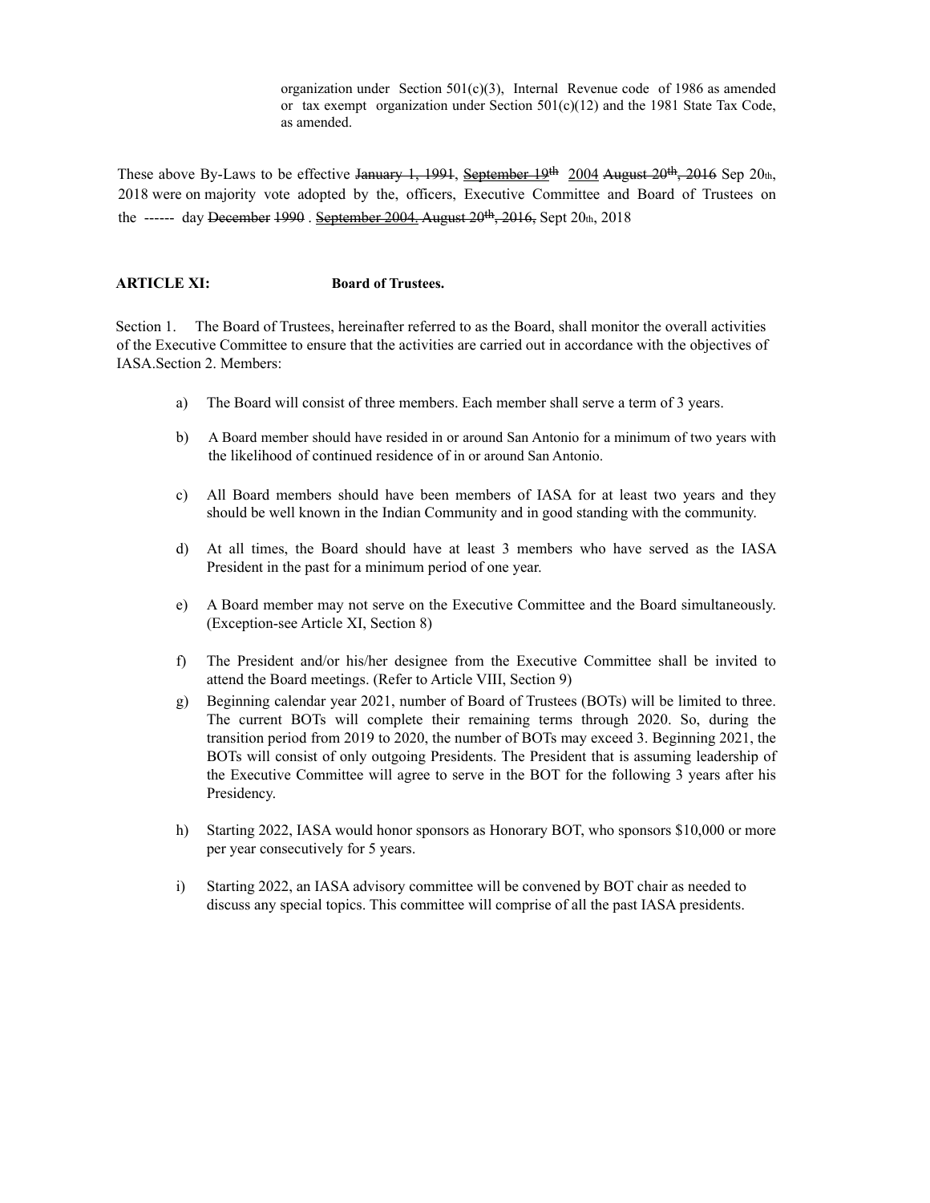organization under Section 501(c)(3), Internal Revenue code of 1986 as amended or tax exempt organization under Section 501(c)(12) and the 1981 State Tax Code, as amended.

These above By-Laws to be effective ~~January 1, 1991~~, ~~September 19th~~ 2004 ~~August 20th, 2016~~ Sep 20th, 2018 were on majority vote adopted by the, officers, Executive Committee and Board of Trustees on the ------ day ~~December 1990~~ . ~~September 2004.~~ ~~August 20th, 2016,~~ Sept 20th, 2018

**ARTICLE XI:** **Board of Trustees.**

Section 1. The Board of Trustees, hereinafter referred to as the Board, shall monitor the overall activities of the Executive Committee to ensure that the activities are carried out in accordance with the objectives of IASA.Section 2. Members:

a) The Board will consist of three members. Each member shall serve a term of 3 years.

b) A Board member should have resided in or around San Antonio for a minimum of two years with the likelihood of continued residence of in or around San Antonio.

c) All Board members should have been members of IASA for at least two years and they should be well known in the Indian Community and in good standing with the community.

d) At all times, the Board should have at least 3 members who have served as the IASA President in the past for a minimum period of one year.

e) A Board member may not serve on the Executive Committee and the Board simultaneously. (Exception-see Article XI, Section 8)

f) The President and/or his/her designee from the Executive Committee shall be invited to attend the Board meetings. (Refer to Article VIII, Section 9)

g) Beginning calendar year 2021, number of Board of Trustees (BOTs) will be limited to three. The current BOTs will complete their remaining terms through 2020. So, during the transition period from 2019 to 2020, the number of BOTs may exceed 3. Beginning 2021, the BOTs will consist of only outgoing Presidents. The President that is assuming leadership of the Executive Committee will agree to serve in the BOT for the following 3 years after his Presidency.

h) Starting 2022, IASA would honor sponsors as Honorary BOT, who sponsors $10,000 or more per year consecutively for 5 years.

i) Starting 2022, an IASA advisory committee will be convened by BOT chair as needed to discuss any special topics. This committee will comprise of all the past IASA presidents.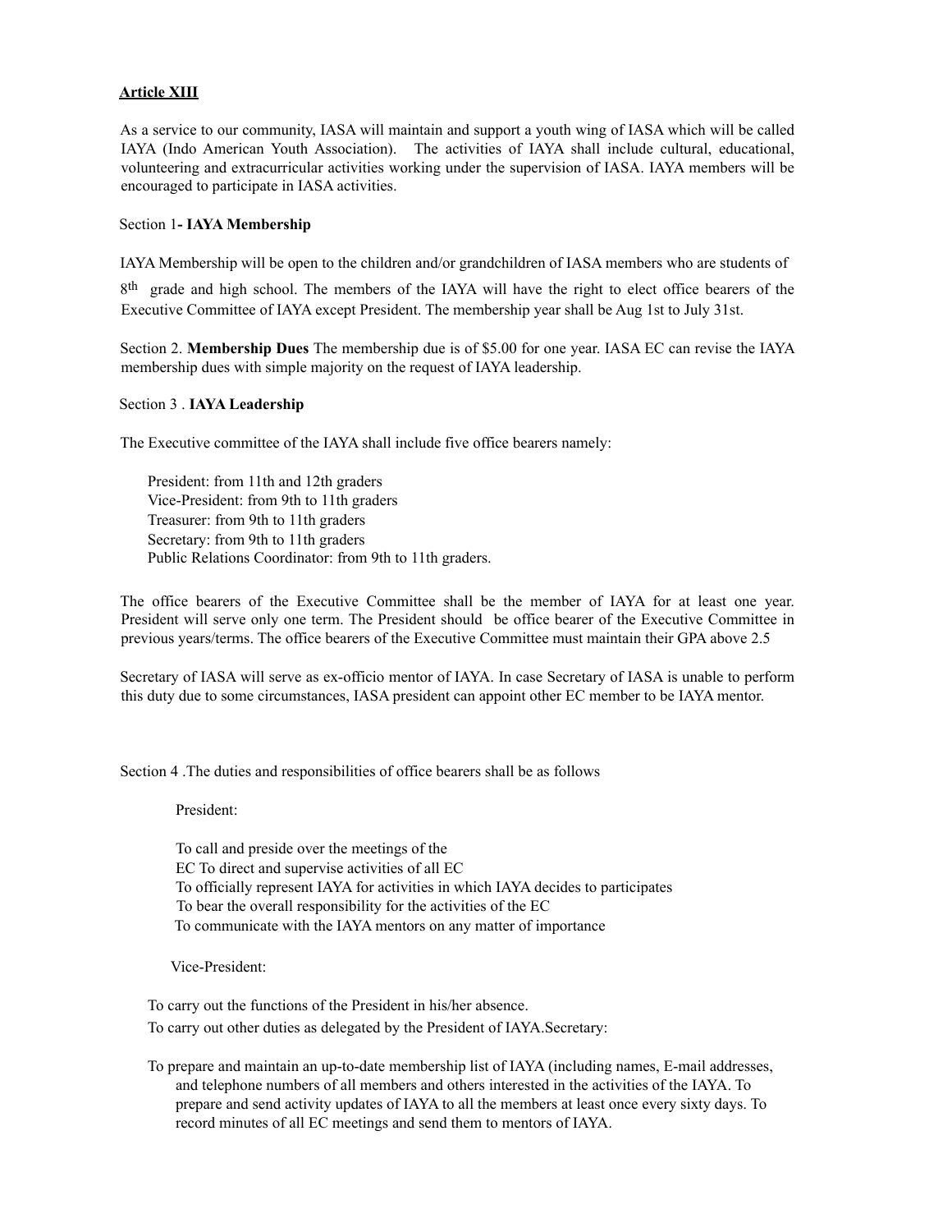**Article XIII**

As a service to our community, IASA will maintain and support a youth wing of IASA which will be called IAYA (Indo American Youth Association). The activities of IAYA shall include cultural, educational, volunteering and extracurricular activities working under the supervision of IASA. IAYA members will be encouraged to participate in IASA activities.

Section 1**- IAYA Membership**

IAYA Membership will be open to the children and/or grandchildren of IASA members who are students of 8th grade and high school. The members of the IAYA will have the right to elect office bearers of the Executive Committee of IAYA except President. The membership year shall be Aug 1st to July 31st.

Section 2. **Membership Dues** The membership due is of $5.00 for one year. IASA EC can revise the IAYA membership dues with simple majority on the request of IAYA leadership.

Section 3 . **IAYA Leadership**

The Executive committee of the IAYA shall include five office bearers namely:

President: from 11th and 12th graders
Vice-President: from 9th to 11th graders
Treasurer: from 9th to 11th graders
Secretary: from 9th to 11th graders
Public Relations Coordinator: from 9th to 11th graders.

The office bearers of the Executive Committee shall be the member of IAYA for at least one year. President will serve only one term. The President should be office bearer of the Executive Committee in previous years/terms. The office bearers of the Executive Committee must maintain their GPA above 2.5

Secretary of IASA will serve as ex-officio mentor of IAYA. In case Secretary of IASA is unable to perform this duty due to some circumstances, IASA president can appoint other EC member to be IAYA mentor.

Section 4 .The duties and responsibilities of office bearers shall be as follows

President:

To call and preside over the meetings of the
EC To direct and supervise activities of all EC
To officially represent IAYA for activities in which IAYA decides to participates
To bear the overall responsibility for the activities of the EC
To communicate with the IAYA mentors on any matter of importance

Vice-President:

To carry out the functions of the President in his/her absence.
To carry out other duties as delegated by the President of IAYA.Secretary:

To prepare and maintain an up-to-date membership list of IAYA (including names, E-mail addresses, and telephone numbers of all members and others interested in the activities of the IAYA. To prepare and send activity updates of IAYA to all the members at least once every sixty days. To record minutes of all EC meetings and send them to mentors of IAYA.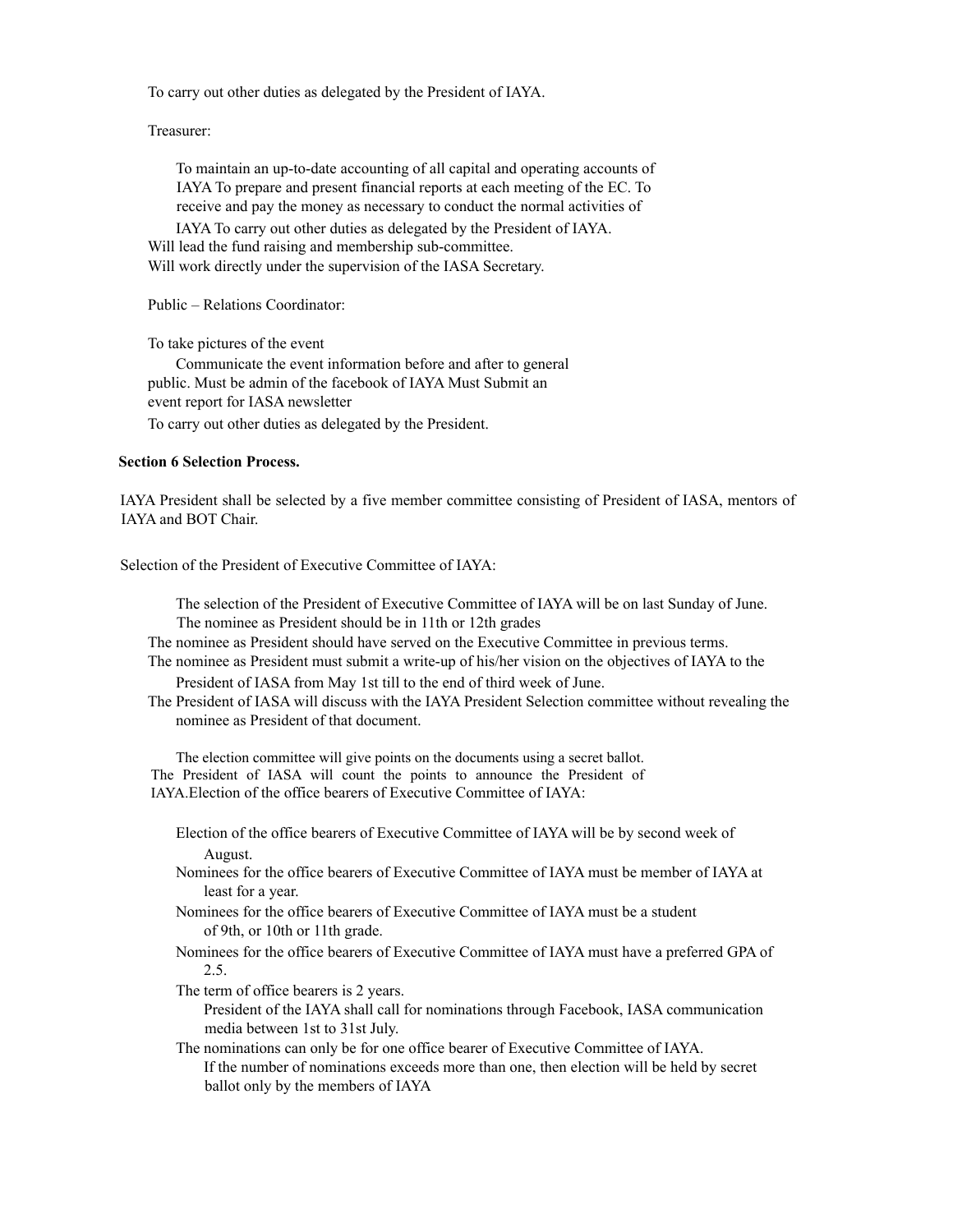To carry out other duties as delegated by the President of IAYA.

Treasurer:

To maintain an up-to-date accounting of all capital and operating accounts of IAYA To prepare and present financial reports at each meeting of the EC. To receive and pay the money as necessary to conduct the normal activities of IAYA To carry out other duties as delegated by the President of IAYA.
Will lead the fund raising and membership sub-committee.
Will work directly under the supervision of the IASA Secretary.

Public – Relations Coordinator:

To take pictures of the event
Communicate the event information before and after to general public. Must be admin of the facebook of IAYA Must Submit an event report for IASA newsletter
To carry out other duties as delegated by the President.

**Section 6 Selection Process.**

IAYA President shall be selected by a five member committee consisting of President of IASA, mentors of IAYA and BOT Chair.

Selection of the President of Executive Committee of IAYA:

The selection of the President of Executive Committee of IAYA will be on last Sunday of June.
The nominee as President should be in 11th or 12th grades
The nominee as President should have served on the Executive Committee in previous terms.
The nominee as President must submit a write-up of his/her vision on the objectives of IAYA to the President of IASA from May 1st till to the end of third week of June.
The President of IASA will discuss with the IAYA President Selection committee without revealing the nominee as President of that document.

The election committee will give points on the documents using a secret ballot.
The President of IASA will count the points to announce the President of IAYA.Election of the office bearers of Executive Committee of IAYA:

Election of the office bearers of Executive Committee of IAYA will be by second week of August.
Nominees for the office bearers of Executive Committee of IAYA must be member of IAYA at least for a year.
Nominees for the office bearers of Executive Committee of IAYA must be a student of 9th, or 10th or 11th grade.
Nominees for the office bearers of Executive Committee of IAYA must have a preferred GPA of 2.5.
The term of office bearers is 2 years.
President of the IAYA shall call for nominations through Facebook, IASA communication media between 1st to 31st July.
The nominations can only be for one office bearer of Executive Committee of IAYA.
If the number of nominations exceeds more than one, then election will be held by secret ballot only by the members of IAYA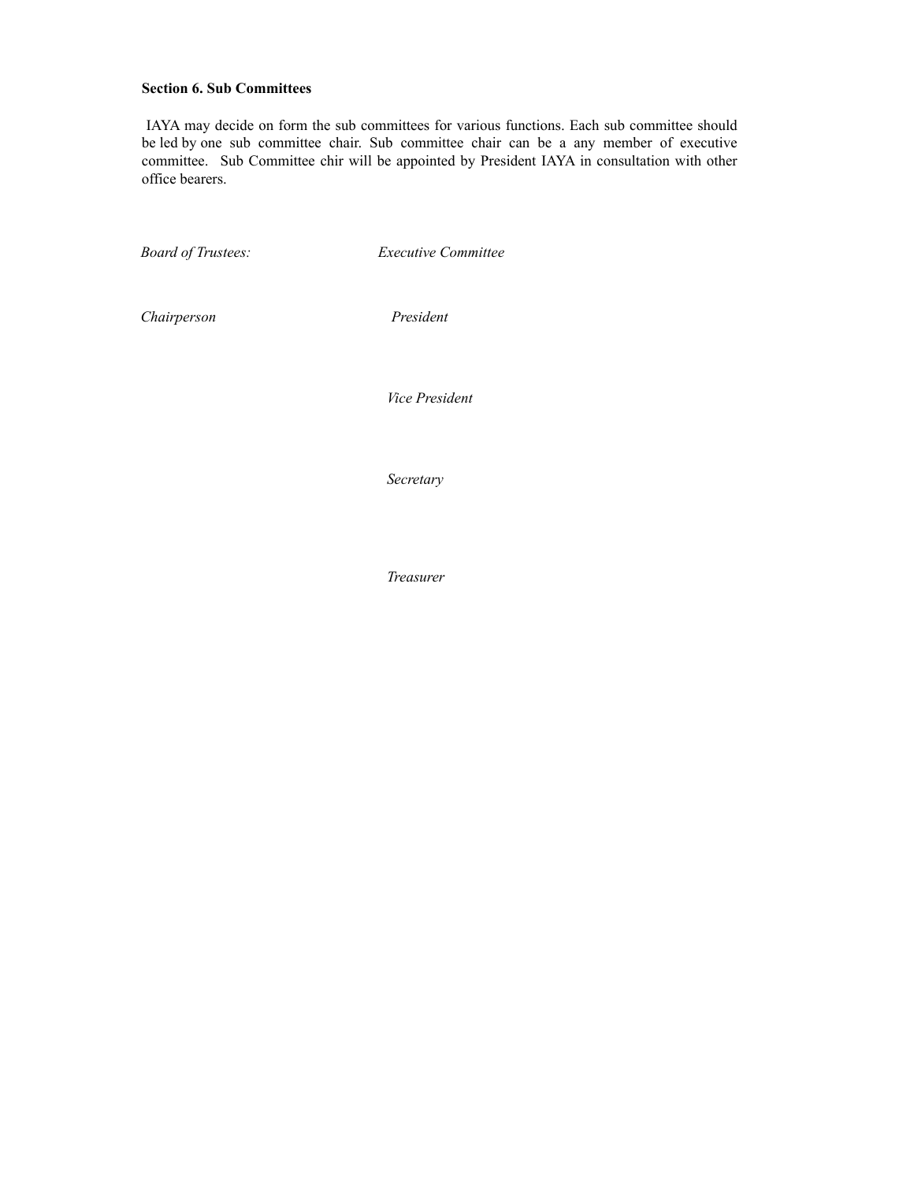**Section 6. Sub Committees**

IAYA may decide on form the sub committees for various functions. Each sub committee should be led by one sub committee chair. Sub committee chair can be a any member of executive committee. Sub Committee chir will be appointed by President IAYA in consultation with other office bearers.

| *Board of Trustees:* | *Executive Committee* |
|---|---|
| *Chairperson* | *President* |
| | *Vice President* |
| | *Secretary* |
| | *Treasurer* |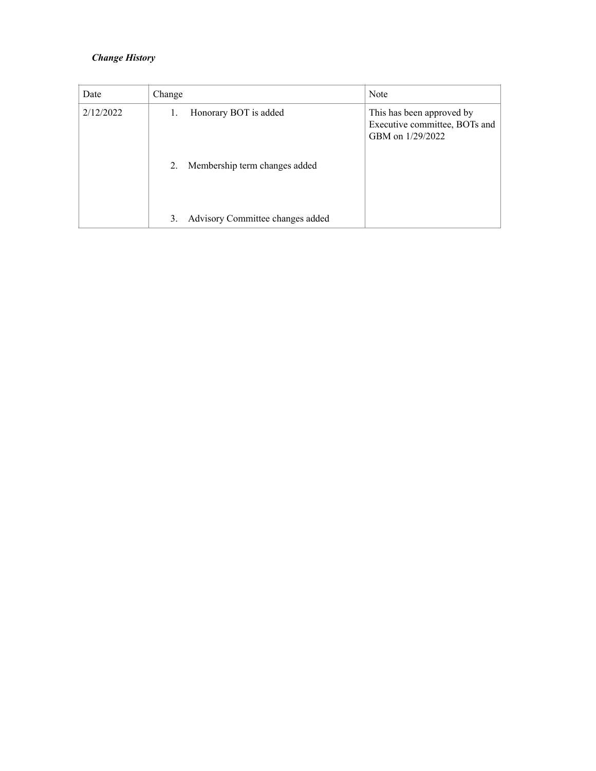***Change History***

| Date | Change | Note |
|---|---|---|
| 2/12/2022 | 1. Honorary BOT is added<br><br>2. Membership term changes added<br><br>3. Advisory Committee changes added | This has been approved by Executive committee, BOTs and GBM on 1/29/2022 |